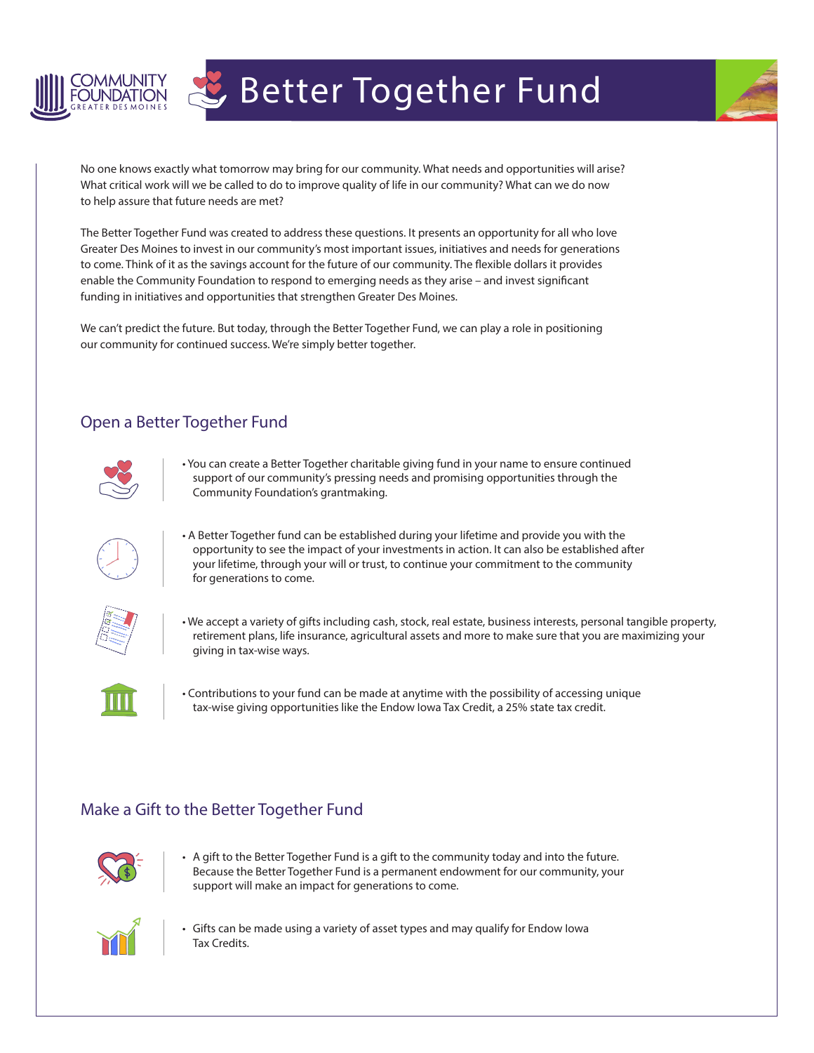# Better Together Fund

No one knows exactly what tomorrow may bring for our community. What needs and opportunities will arise? What critical work will we be called to do to improve quality of life in our community? What can we do now to help assure that future needs are met?

The Better Together Fund was created to address these questions. It presents an opportunity for all who love Greater Des Moines to invest in our community's most important issues, initiatives and needs for generations to come. Think of it as the savings account for the future of our community. The flexible dollars it provides enable the Community Foundation to respond to emerging needs as they arise – and invest significant funding in initiatives and opportunities that strengthen Greater Des Moines.

We can't predict the future. But today, through the Better Together Fund, we can play a role in positioning our community for continued success. We're simply better together.

## Open a Better Together Fund

- You can create a Better Together charitable giving fund in your name to ensure continued support of our community's pressing needs and promising opportunities through the Community Foundation's grantmaking.
- A Better Together fund can be established during your lifetime and provide you with the opportunity to see the impact of your investments in action. It can also be established after your lifetime, through your will or trust, to continue your commitment to the community for generations to come.
- We accept a variety of gifts including cash, stock, real estate, business interests, personal tangible property, retirement plans, life insurance, agricultural assets and more to make sure that you are maximizing your giving in tax-wise ways.
- Contributions to your fund can be made at anytime with the possibility of accessing unique tax-wise giving opportunities like the Endow Iowa Tax Credit, a 25% state tax credit.

## Make a Gift to the Better Together Fund

- A gift to the Better Together Fund is a gift to the community today and into the future. Because the Better Together Fund is a permanent endowment for our community, your support will make an impact for generations to come.
- Gifts can be made using a variety of asset types and may qualify for Endow Iowa Tax Credits.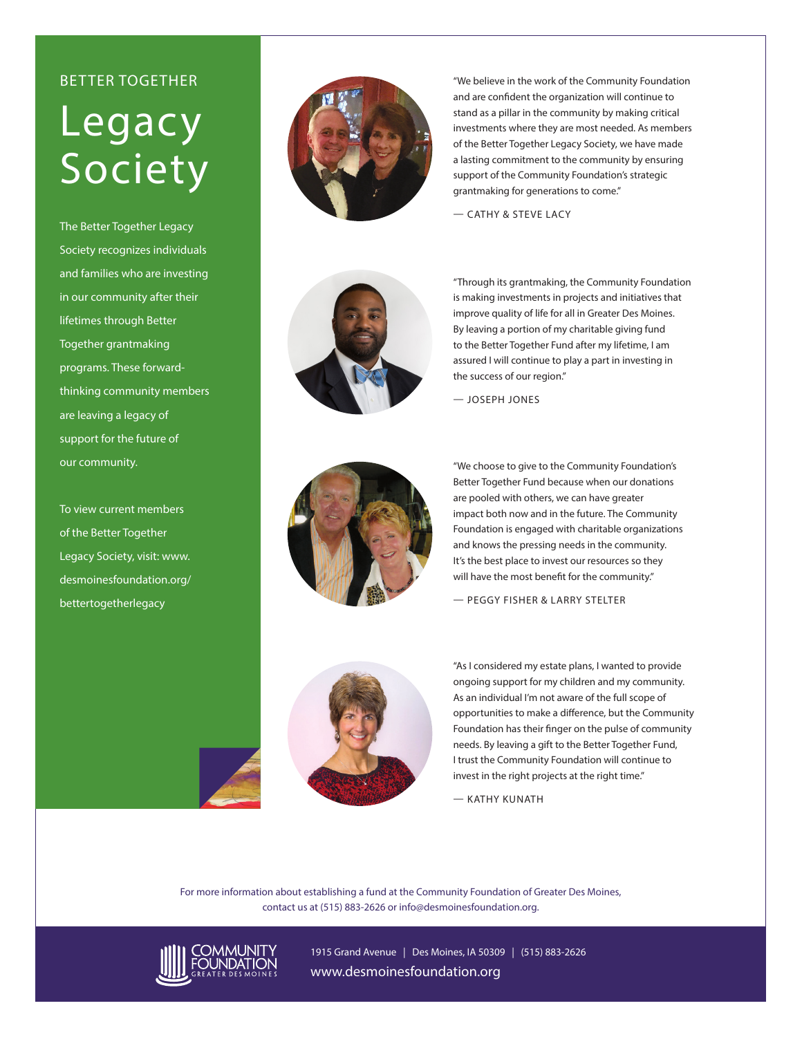BETTER TOGETHER

# Legacy Society

The Better Together Legacy Society recognizes individuals and families who are investing in our community after their lifetimes through Better Together grantmaking programs. These forward-thinking community members are leaving a legacy of support for the future of our community.

To view current members of the Better Together Legacy Society, visit: www.desmoinesfoundation.org/bettertogetherlegacy

"We believe in the work of the Community Foundation and are confident the organization will continue to stand as a pillar in the community by making critical investments where they are most needed. As members of the Better Together Legacy Society, we have made a lasting commitment to the community by ensuring support of the Community Foundation's strategic grantmaking for generations to come."

— CATHY & STEVE LACY

"Through its grantmaking, the Community Foundation is making investments in projects and initiatives that improve quality of life for all in Greater Des Moines. By leaving a portion of my charitable giving fund to the Better Together Fund after my lifetime, I am assured I will continue to play a part in investing in the success of our region."

— JOSEPH JONES

"We choose to give to the Community Foundation's Better Together Fund because when our donations are pooled with others, we can have greater impact both now and in the future. The Community Foundation is engaged with charitable organizations and knows the pressing needs in the community. It's the best place to invest our resources so they will have the most benefit for the community."

— PEGGY FISHER & LARRY STELTER

"As I considered my estate plans, I wanted to provide ongoing support for my children and my community. As an individual I'm not aware of the full scope of opportunities to make a difference, but the Community Foundation has their finger on the pulse of community needs. By leaving a gift to the Better Together Fund, I trust the Community Foundation will continue to invest in the right projects at the right time."

— KATHY KUNATH

For more information about establishing a fund at the Community Foundation of Greater Des Moines, contact us at (515) 883-2626 or info@desmoinesfoundation.org.

COMMUNITY FOUNDATION GREATER DES MOINES

1915 Grand Avenue | Des Moines, IA 50309 | (515) 883-2626

www.desmoinesfoundation.org